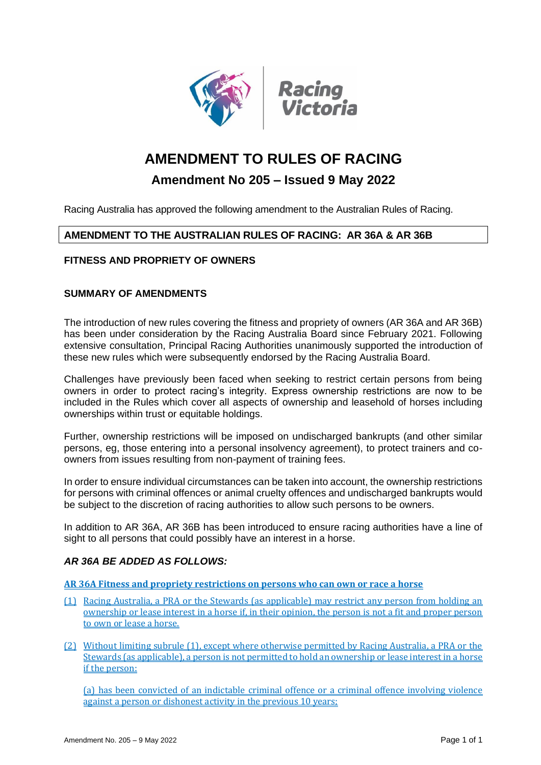# AMENDMENT TO RULES OF RACING

## Amendment No 205 – Issued 9 May 2022

Racing Australia has approved the following amendment to the Australian Rules of Racing.

**AMENDMENT TO THE AUSTRALIAN RULES OF RACING: AR 36A & AR 36B**

**FITNESS AND PROPRIETY OF OWNERS**

**SUMMARY OF AMENDMENTS**

The introduction of new rules covering the fitness and propriety of owners (AR 36A and AR 36B) has been under consideration by the Racing Australia Board since February 2021. Following extensive consultation, Principal Racing Authorities unanimously supported the introduction of these new rules which were subsequently endorsed by the Racing Australia Board.

Challenges have previously been faced when seeking to restrict certain persons from being owners in order to protect racing's integrity. Express ownership restrictions are now to be included in the Rules which cover all aspects of ownership and leasehold of horses including ownerships within trust or equitable holdings.

Further, ownership restrictions will be imposed on undischarged bankrupts (and other similar persons, eg, those entering into a personal insolvency agreement), to protect trainers and co-owners from issues resulting from non-payment of training fees.

In order to ensure individual circumstances can be taken into account, the ownership restrictions for persons with criminal offences or animal cruelty offences and undischarged bankrupts would be subject to the discretion of racing authorities to allow such persons to be owners.

In addition to AR 36A, AR 36B has been introduced to ensure racing authorities have a line of sight to all persons that could possibly have an interest in a horse.

***AR 36A BE ADDED AS FOLLOWS:***

**AR 36A Fitness and propriety restrictions on persons who can own or race a horse**

(1) Racing Australia, a PRA or the Stewards (as applicable) may restrict any person from holding an ownership or lease interest in a horse if, in their opinion, the person is not a fit and proper person to own or lease a horse.

(2) Without limiting subrule (1), except where otherwise permitted by Racing Australia, a PRA or the Stewards (as applicable), a person is not permitted to hold an ownership or lease interest in a horse if the person:

(a) has been convicted of an indictable criminal offence or a criminal offence involving violence against a person or dishonest activity in the previous 10 years;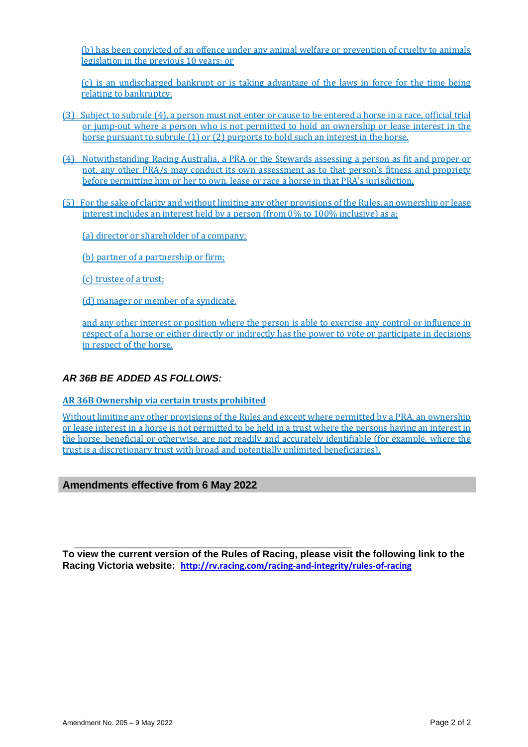(b) has been convicted of an offence under any animal welfare or prevention of cruelty to animals legislation in the previous 10 years; or

(c) is an undischarged bankrupt or is taking advantage of the laws in force for the time being relating to bankruptcy.

(3) Subject to subrule (4), a person must not enter or cause to be entered a horse in a race, official trial or jump-out where a person who is not permitted to hold an ownership or lease interest in the horse pursuant to subrule (1) or (2) purports to hold such an interest in the horse.

(4) Notwithstanding Racing Australia, a PRA or the Stewards assessing a person as fit and proper or not, any other PRA/s may conduct its own assessment as to that person's fitness and propriety before permitting him or her to own, lease or race a horse in that PRA's jurisdiction.

(5) For the sake of clarity and without limiting any other provisions of the Rules, an ownership or lease interest includes an interest held by a person (from 0% to 100% inclusive) as a:

(a) director or shareholder of a company;

(b) partner of a partnership or firm;

(c) trustee of a trust;

(d) manager or member of a syndicate,

and any other interest or position where the person is able to exercise any control or influence in respect of a horse or either directly or indirectly has the power to vote or participate in decisions in respect of the horse.

### *AR 36B BE ADDED AS FOLLOWS:*

**AR 36B Ownership via certain trusts prohibited**

Without limiting any other provisions of the Rules and except where permitted by a PRA, an ownership or lease interest in a horse is not permitted to be held in a trust where the persons having an interest in the horse, beneficial or otherwise, are not readily and accurately identifiable (for example, where the trust is a discretionary trust with broad and potentially unlimited beneficiaries).

## Amendments effective from 6 May 2022

---

**To view the current version of the Rules of Racing, please visit the following link to the Racing Victoria website:** http://rv.racing.com/racing-and-integrity/rules-of-racing

Amendment No. 205 – 9 May 2022